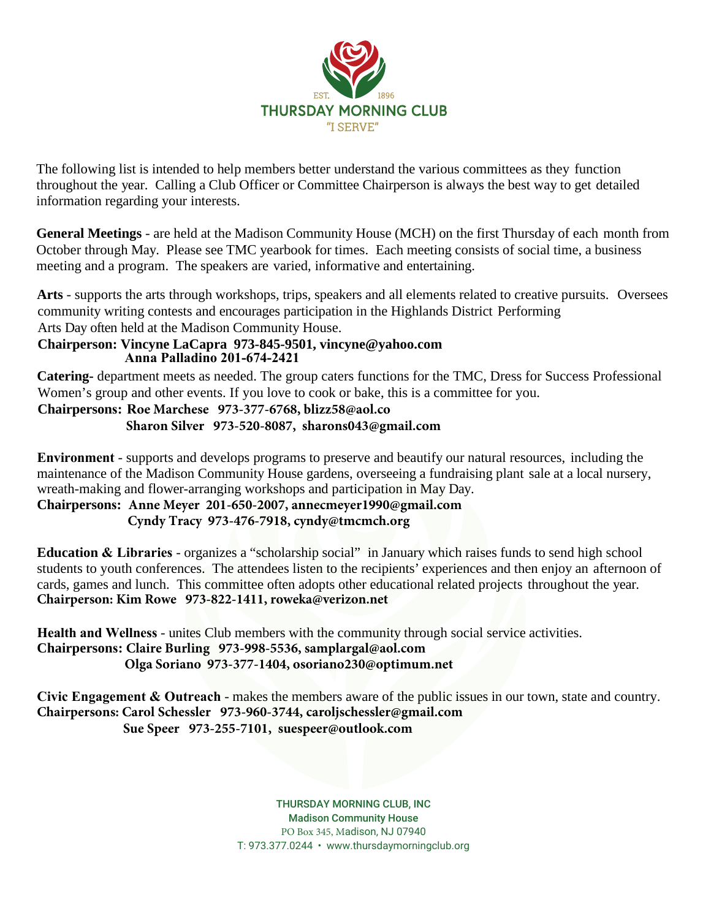EST. 1896

**THURSDAY MORNING CLUB**

"I SERVE"

The following list is intended to help members better understand the various committees as they function throughout the year. Calling a Club Officer or Committee Chairperson is always the best way to get detailed information regarding your interests.

**General Meetings** - are held at the Madison Community House (MCH) on the first Thursday of each month from October through May. Please see TMC yearbook for times. Each meeting consists of social time, a business meeting and a program. The speakers are varied, informative and entertaining.

**Arts** - supports the arts through workshops, trips, speakers and all elements related to creative pursuits. Oversees community writing contests and encourages participation in the Highlands District Performing Arts Day often held at the Madison Community House.
**Chairperson: Vincyne LaCapra 973-845-9501, vincyne@yahoo.com**
**Anna Palladino 201-674-2421**

**Catering-** department meets as needed. The group caters functions for the TMC, Dress for Success Professional Women's group and other events. If you love to cook or bake, this is a committee for you.
**Chairpersons: Roe Marchese 973-377-6768, blizz58@aol.co**
**Sharon Silver 973-520-8087, sharons043@gmail.com**

**Environment** - supports and develops programs to preserve and beautify our natural resources, including the maintenance of the Madison Community House gardens, overseeing a fundraising plant sale at a local nursery, wreath-making and flower-arranging workshops and participation in May Day.
**Chairpersons: Anne Meyer 201-650-2007, annecmeyer1990@gmail.com**
**Cyndy Tracy 973-476-7918, cyndy@tmcmch.org**

**Education & Libraries** - organizes a "scholarship social" in January which raises funds to send high school students to youth conferences. The attendees listen to the recipients' experiences and then enjoy an afternoon of cards, games and lunch. This committee often adopts other educational related projects throughout the year.
**Chairperson: Kim Rowe 973-822-1411, roweka@verizon.net**

**Health and Wellness** - unites Club members with the community through social service activities.
**Chairpersons: Claire Burling 973-998-5536, samplargal@aol.com**
**Olga Soriano 973-377-1404, osoriano230@optimum.net**

**Civic Engagement & Outreach** - makes the members aware of the public issues in our town, state and country.
**Chairpersons: Carol Schessler 973-960-3744, caroljschessler@gmail.com**
**Sue Speer 973-255-7101, suespeer@outlook.com**

THURSDAY MORNING CLUB, INC
Madison Community House
PO Box 345, Madison, NJ 07940
T: 973.377.0244 • www.thursdaymorningclub.org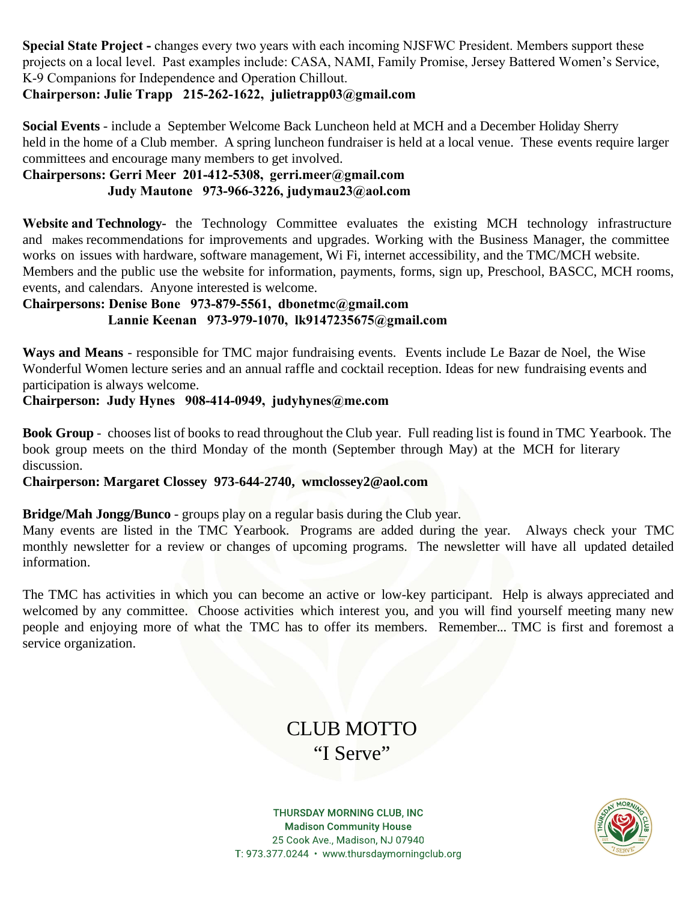**Special State Project -** changes every two years with each incoming NJSFWC President. Members support these projects on a local level. Past examples include: CASA, NAMI, Family Promise, Jersey Battered Women's Service, K-9 Companions for Independence and Operation Chillout.
**Chairperson: Julie Trapp 215-262-1622, julietrapp03@gmail.com**

**Social Events** - include a September Welcome Back Luncheon held at MCH and a December Holiday Sherry held in the home of a Club member. A spring luncheon fundraiser is held at a local venue. These events require larger committees and encourage many members to get involved.
**Chairpersons: Gerri Meer 201-412-5308, gerri.meer@gmail.com**
**Judy Mautone 973-966-3226, judymau23@aol.com**

**Website and Technology-** the Technology Committee evaluates the existing MCH technology infrastructure and makes recommendations for improvements and upgrades. Working with the Business Manager, the committee works on issues with hardware, software management, Wi Fi, internet accessibility, and the TMC/MCH website. Members and the public use the website for information, payments, forms, sign up, Preschool, BASCC, MCH rooms, events, and calendars. Anyone interested is welcome.
**Chairpersons: Denise Bone 973-879-5561, dbonetmc@gmail.com**
**Lannie Keenan 973-979-1070, lk9147235675@gmail.com**

**Ways and Means** - responsible for TMC major fundraising events. Events include Le Bazar de Noel, the Wise Wonderful Women lecture series and an annual raffle and cocktail reception. Ideas for new fundraising events and participation is always welcome.
**Chairperson: Judy Hynes 908-414-0949, judyhynes@me.com**

**Book Group** - chooses list of books to read throughout the Club year. Full reading list is found in TMC Yearbook. The book group meets on the third Monday of the month (September through May) at the MCH for literary discussion.
**Chairperson: Margaret Clossey 973-644-2740, wmclossey2@aol.com**

**Bridge/Mah Jongg/Bunco** - groups play on a regular basis during the Club year.
Many events are listed in the TMC Yearbook. Programs are added during the year. Always check your TMC monthly newsletter for a review or changes of upcoming programs. The newsletter will have all updated detailed information.

The TMC has activities in which you can become an active or low-key participant. Help is always appreciated and welcomed by any committee. Choose activities which interest you, and you will find yourself meeting many new people and enjoying more of what the TMC has to offer its members. Remember... TMC is first and foremost a service organization.

CLUB MOTTO
"I Serve"

THURSDAY MORNING CLUB, INC
Madison Community House
25 Cook Ave., Madison, NJ 07940
T: 973.377.0244 • www.thursdaymorningclub.org